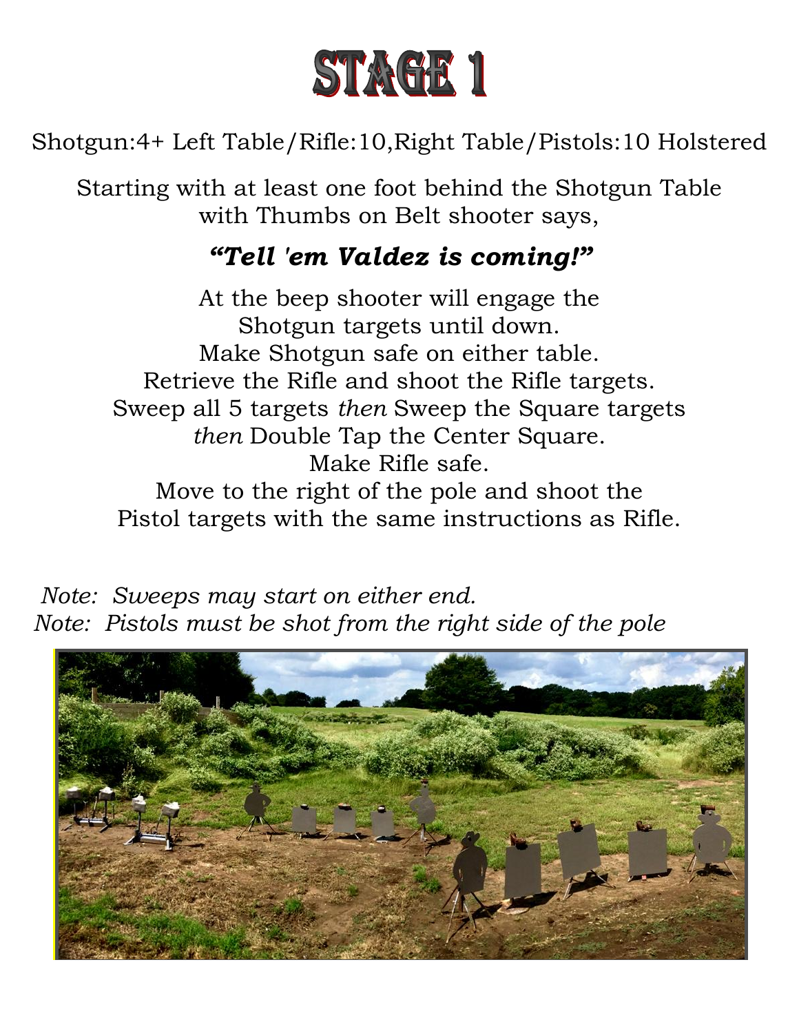# STAGE 1

Shotgun:4+ Left Table/Rifle:10,Right Table/Pistols:10 Holstered

Starting with at least one foot behind the Shotgun Table with Thumbs on Belt shooter says,

***"Tell 'em Valdez is coming!"***

At the beep shooter will engage the Shotgun targets until down.
Make Shotgun safe on either table.
Retrieve the Rifle and shoot the Rifle targets.
Sweep all 5 targets *then* Sweep the Square targets *then* Double Tap the Center Square.
Make Rifle safe.
Move to the right of the pole and shoot the Pistol targets with the same instructions as Rifle.

*Note: Sweeps may start on either end.*
*Note: Pistols must be shot from the right side of the pole*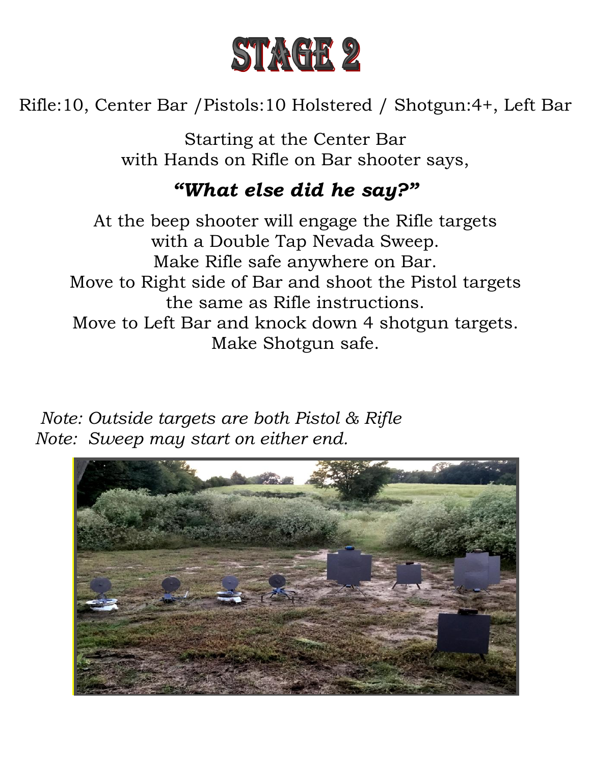# STAGE 2

Rifle:10, Center Bar /Pistols:10 Holstered / Shotgun:4+, Left Bar

Starting at the Center Bar
with Hands on Rifle on Bar shooter says,

***"What else did he say?"***

At the beep shooter will engage the Rifle targets
with a Double Tap Nevada Sweep.
Make Rifle safe anywhere on Bar.
Move to Right side of Bar and shoot the Pistol targets
the same as Rifle instructions.
Move to Left Bar and knock down 4 shotgun targets.
Make Shotgun safe.

*Note: Outside targets are both Pistol & Rifle*
*Note: Sweep may start on either end.*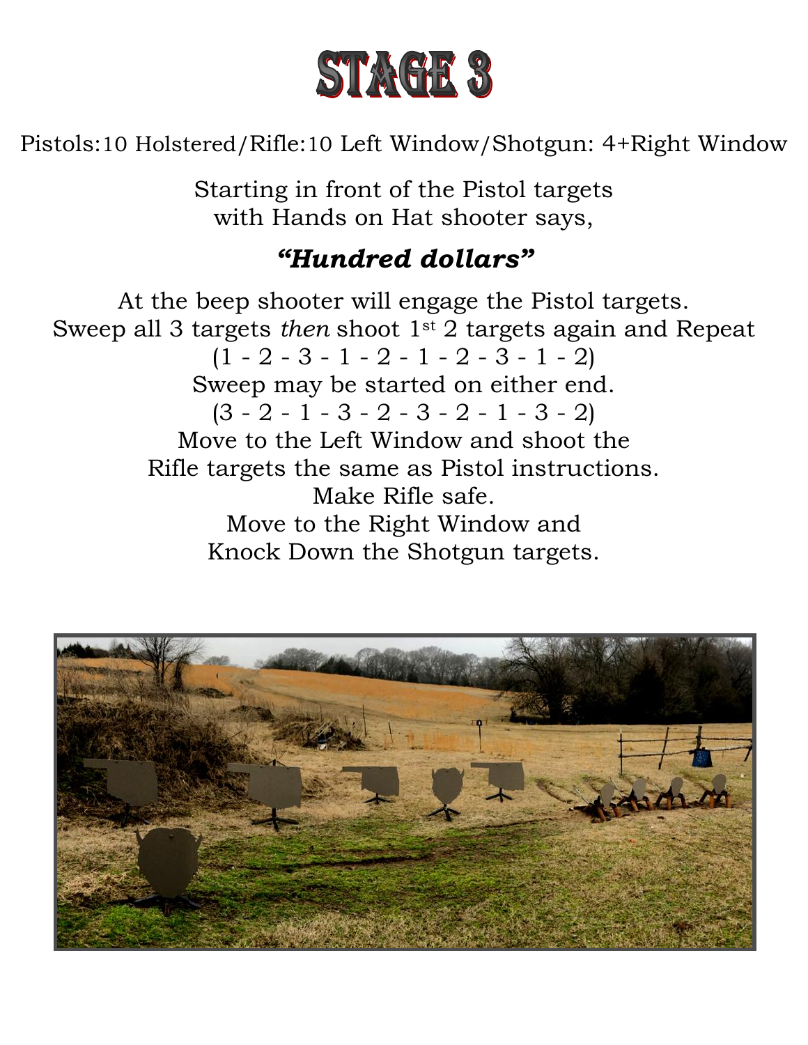# STAGE 3

Pistols:10 Holstered/Rifle:10 Left Window/Shotgun: 4+Right Window

Starting in front of the Pistol targets
with Hands on Hat shooter says,

***"Hundred dollars"***

At the beep shooter will engage the Pistol targets.
Sweep all 3 targets *then* shoot 1st 2 targets again and Repeat
(1 - 2 - 3 - 1 - 2 - 1 - 2 - 3 - 1 - 2)
Sweep may be started on either end.
(3 - 2 - 1 - 3 - 2 - 3 - 2 - 1 - 3 - 2)
Move to the Left Window and shoot the
Rifle targets the same as Pistol instructions.
Make Rifle safe.
Move to the Right Window and
Knock Down the Shotgun targets.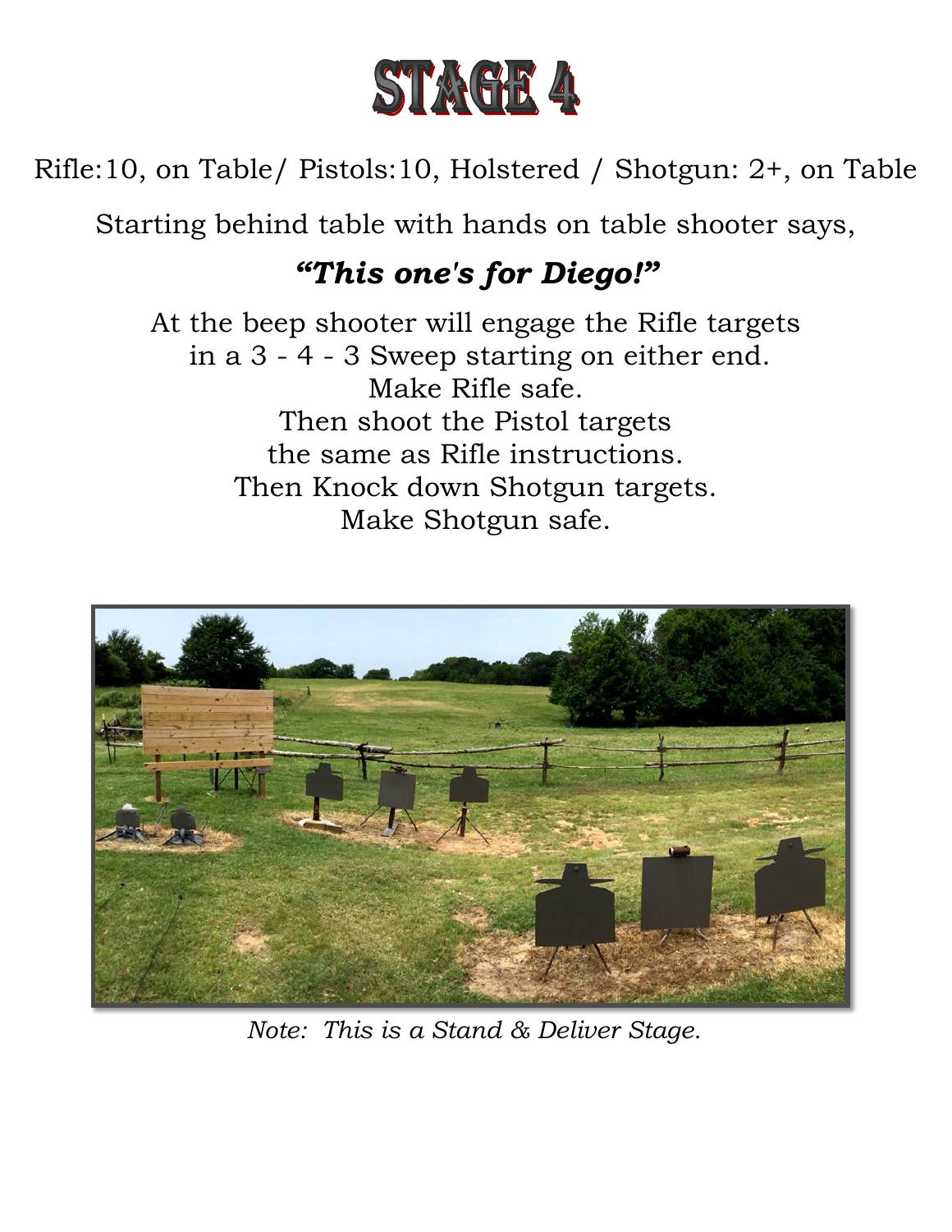# STAGE 4

Rifle:10, on Table/ Pistols:10, Holstered / Shotgun: 2+, on Table

Starting behind table with hands on table shooter says,

***"This one's for Diego!"***

At the beep shooter will engage the Rifle targets in a 3 - 4 - 3 Sweep starting on either end.
Make Rifle safe.
Then shoot the Pistol targets the same as Rifle instructions.
Then Knock down Shotgun targets.
Make Shotgun safe.

*Note: This is a Stand & Deliver Stage.*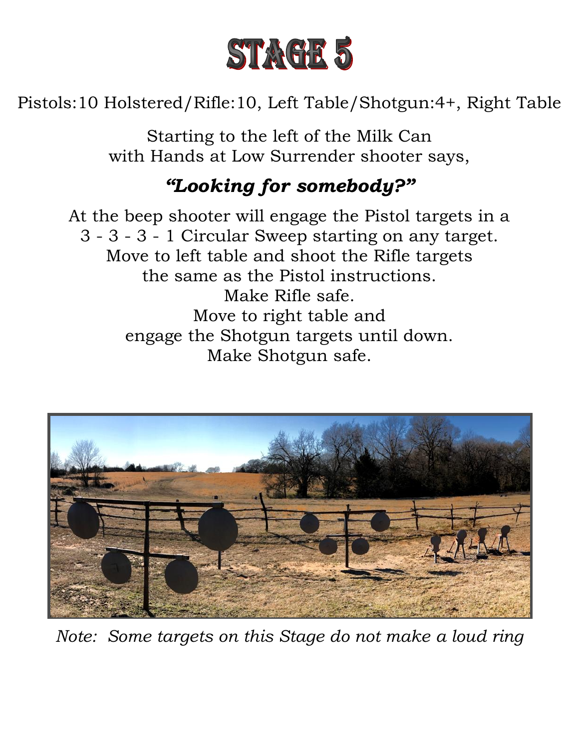# STAGE 5

Pistols:10 Holstered/Rifle:10, Left Table/Shotgun:4+, Right Table

Starting to the left of the Milk Can
with Hands at Low Surrender shooter says,

***"Looking for somebody?"***

At the beep shooter will engage the Pistol targets in a
3 - 3 - 3 - 1 Circular Sweep starting on any target.
Move to left table and shoot the Rifle targets
the same as the Pistol instructions.
Make Rifle safe.
Move to right table and
engage the Shotgun targets until down.
Make Shotgun safe.

*Note: Some targets on this Stage do not make a loud ring*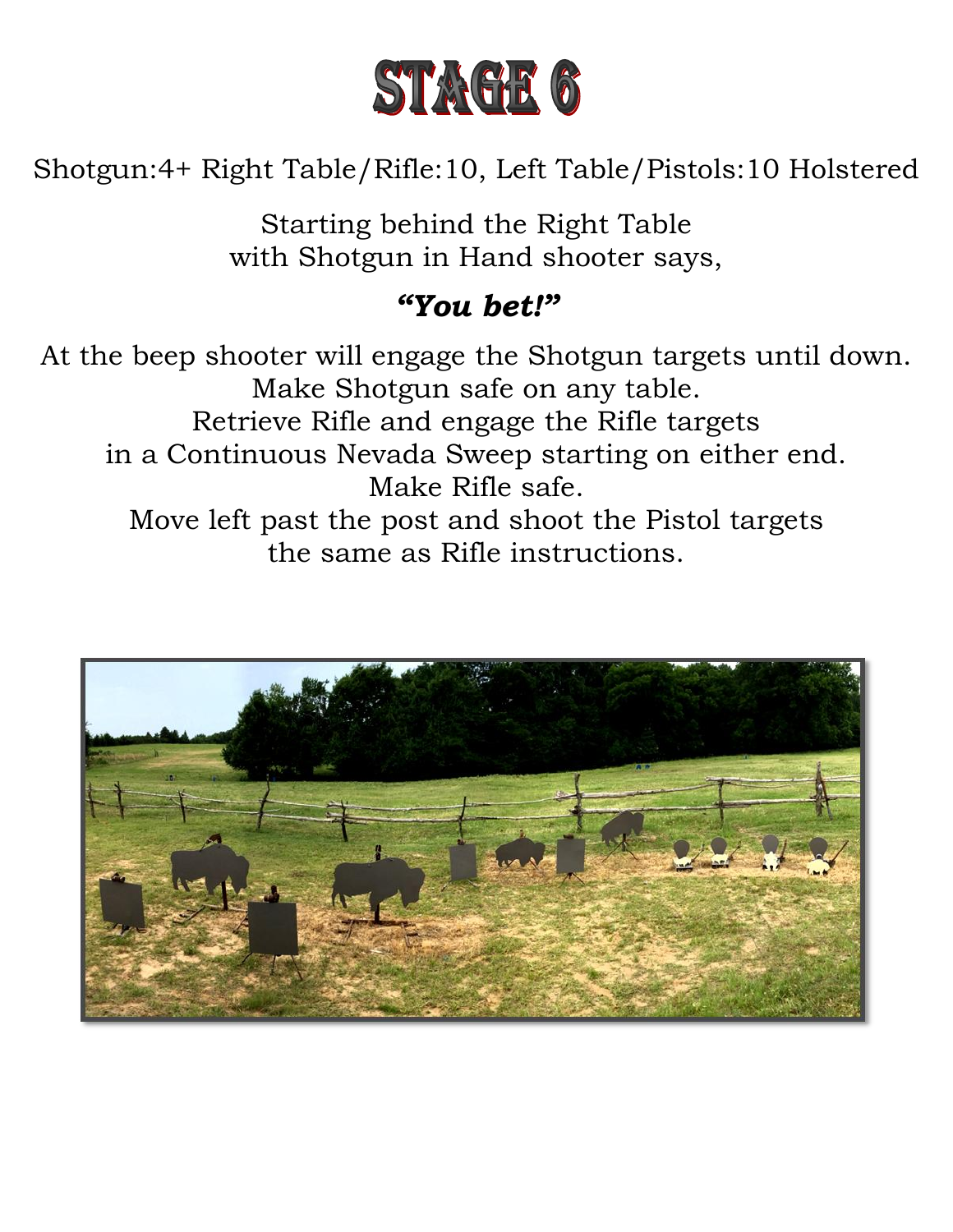# STAGE 6

Shotgun:4+ Right Table/Rifle:10, Left Table/Pistols:10 Holstered

Starting behind the Right Table
with Shotgun in Hand shooter says,

***"You bet!"***

At the beep shooter will engage the Shotgun targets until down.
Make Shotgun safe on any table.
Retrieve Rifle and engage the Rifle targets
in a Continuous Nevada Sweep starting on either end.
Make Rifle safe.
Move left past the post and shoot the Pistol targets
the same as Rifle instructions.